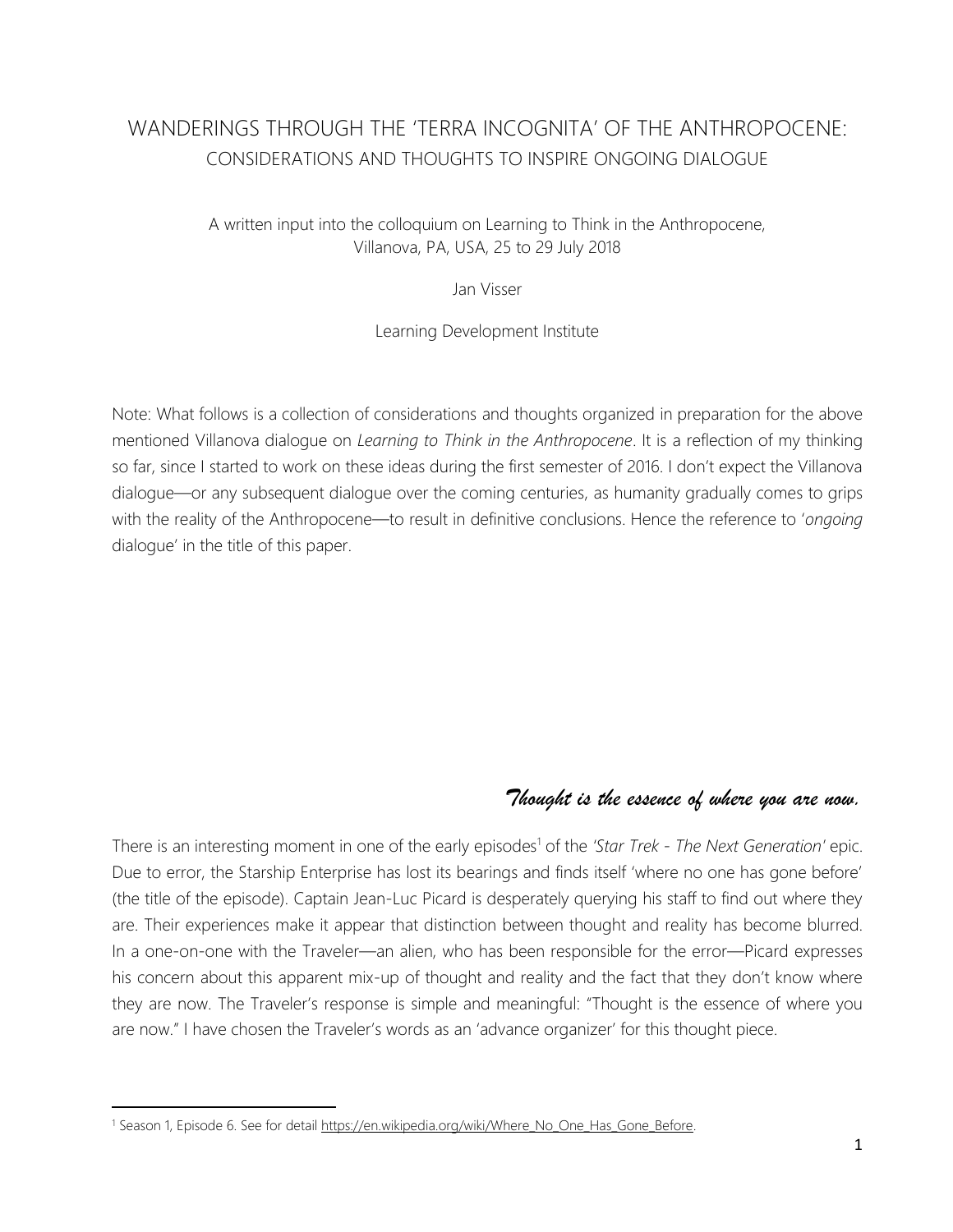# WANDERINGS THROUGH THE 'TERRA INCOGNITA' OF THE ANTHROPOCENE:
## CONSIDERATIONS AND THOUGHTS TO INSPIRE ONGOING DIALOGUE

A written input into the colloquium on Learning to Think in the Anthropocene,
Villanova, PA, USA, 25 to 29 July 2018

Jan Visser

Learning Development Institute

Note: What follows is a collection of considerations and thoughts organized in preparation for the above mentioned Villanova dialogue on *Learning to Think in the Anthropocene*. It is a reflection of my thinking so far, since I started to work on these ideas during the first semester of 2016. I don't expect the Villanova dialogue—or any subsequent dialogue over the coming centuries, as humanity gradually comes to grips with the reality of the Anthropocene—to result in definitive conclusions. Hence the reference to '*ongoing* dialogue' in the title of this paper.

*Thought is the essence of where you are now.*

There is an interesting moment in one of the early episodes[1] of the *'Star Trek - The Next Generation'* epic. Due to error, the Starship Enterprise has lost its bearings and finds itself 'where no one has gone before' (the title of the episode). Captain Jean-Luc Picard is desperately querying his staff to find out where they are. Their experiences make it appear that distinction between thought and reality has become blurred. In a one-on-one with the Traveler—an alien, who has been responsible for the error—Picard expresses his concern about this apparent mix-up of thought and reality and the fact that they don't know where they are now. The Traveler's response is simple and meaningful: "Thought is the essence of where you are now." I have chosen the Traveler's words as an 'advance organizer' for this thought piece.

---

[1] Season 1, Episode 6. See for detail https://en.wikipedia.org/wiki/Where_No_One_Has_Gone_Before.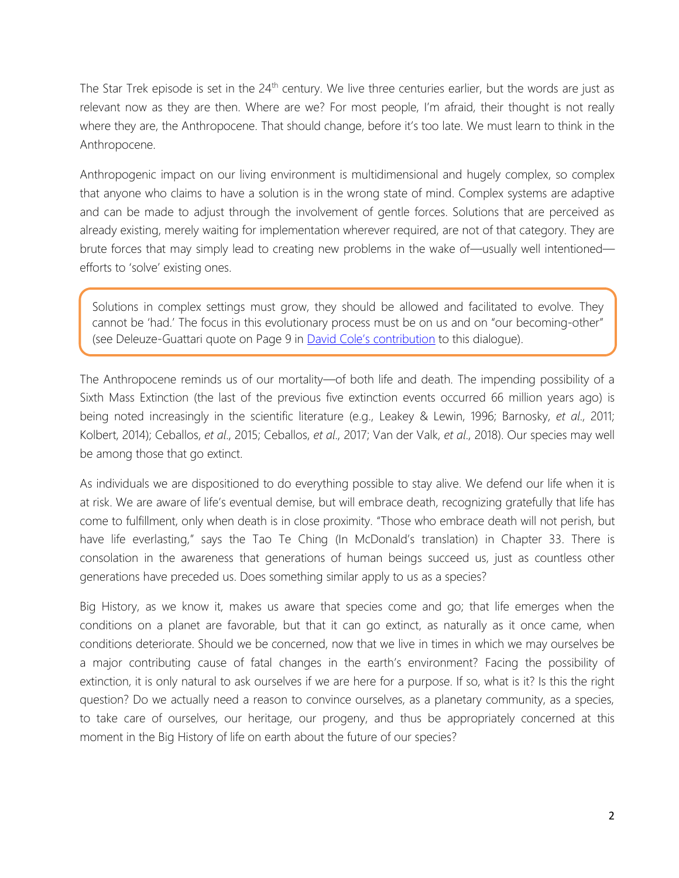The Star Trek episode is set in the 24th century. We live three centuries earlier, but the words are just as relevant now as they are then. Where are we? For most people, I'm afraid, their thought is not really where they are, the Anthropocene. That should change, before it's too late. We must learn to think in the Anthropocene.

Anthropogenic impact on our living environment is multidimensional and hugely complex, so complex that anyone who claims to have a solution is in the wrong state of mind. Complex systems are adaptive and can be made to adjust through the involvement of gentle forces. Solutions that are perceived as already existing, merely waiting for implementation wherever required, are not of that category. They are brute forces that may simply lead to creating new problems in the wake of—usually well intentioned—efforts to 'solve' existing ones.

> Solutions in complex settings must grow, they should be allowed and facilitated to evolve. They cannot be 'had.' The focus in this evolutionary process must be on us and on "our becoming-other" (see Deleuze-Guattari quote on Page 9 in David Cole's contribution to this dialogue).

The Anthropocene reminds us of our mortality—of both life and death. The impending possibility of a Sixth Mass Extinction (the last of the previous five extinction events occurred 66 million years ago) is being noted increasingly in the scientific literature (e.g., Leakey & Lewin, 1996; Barnosky, *et al*., 2011; Kolbert, 2014); Ceballos, *et al*., 2015; Ceballos, *et al*., 2017; Van der Valk, *et al*., 2018). Our species may well be among those that go extinct.

As individuals we are dispositioned to do everything possible to stay alive. We defend our life when it is at risk. We are aware of life's eventual demise, but will embrace death, recognizing gratefully that life has come to fulfillment, only when death is in close proximity. "Those who embrace death will not perish, but have life everlasting," says the Tao Te Ching (In McDonald's translation) in Chapter 33. There is consolation in the awareness that generations of human beings succeed us, just as countless other generations have preceded us. Does something similar apply to us as a species?

Big History, as we know it, makes us aware that species come and go; that life emerges when the conditions on a planet are favorable, but that it can go extinct, as naturally as it once came, when conditions deteriorate. Should we be concerned, now that we live in times in which we may ourselves be a major contributing cause of fatal changes in the earth's environment? Facing the possibility of extinction, it is only natural to ask ourselves if we are here for a purpose. If so, what is it? Is this the right question? Do we actually need a reason to convince ourselves, as a planetary community, as a species, to take care of ourselves, our heritage, our progeny, and thus be appropriately concerned at this moment in the Big History of life on earth about the future of our species?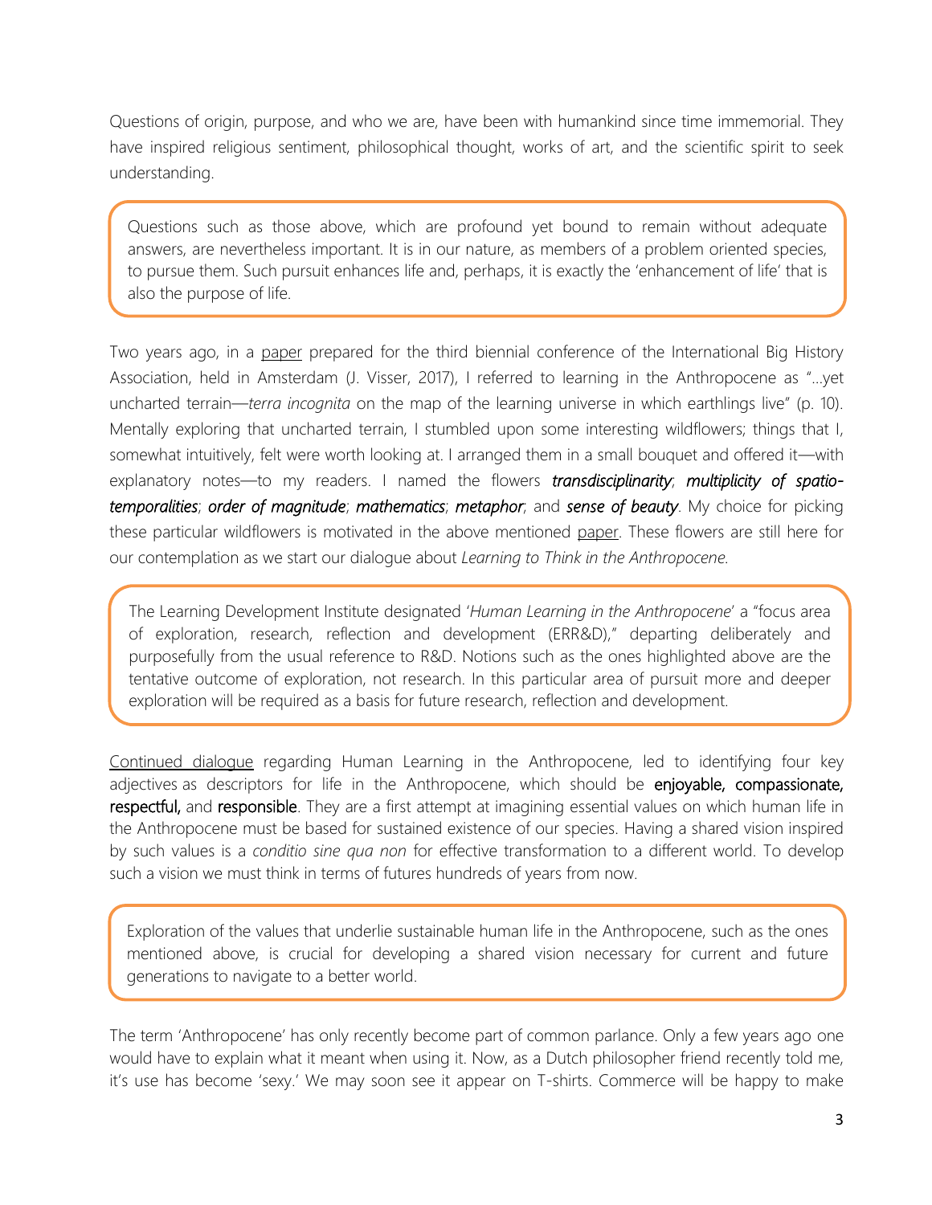Questions of origin, purpose, and who we are, have been with humankind since time immemorial. They have inspired religious sentiment, philosophical thought, works of art, and the scientific spirit to seek understanding.

> Questions such as those above, which are profound yet bound to remain without adequate answers, are nevertheless important. It is in our nature, as members of a problem oriented species, to pursue them. Such pursuit enhances life and, perhaps, it is exactly the 'enhancement of life' that is also the purpose of life.

Two years ago, in a paper prepared for the third biennial conference of the International Big History Association, held in Amsterdam (J. Visser, 2017), I referred to learning in the Anthropocene as "…yet uncharted terrain—*terra incognita* on the map of the learning universe in which earthlings live" (p. 10). Mentally exploring that uncharted terrain, I stumbled upon some interesting wildflowers; things that I, somewhat intuitively, felt were worth looking at. I arranged them in a small bouquet and offered it—with explanatory notes—to my readers. I named the flowers ***transdisciplinarity***; ***multiplicity of spatio-temporalities***; ***order of magnitude***; ***mathematics***; ***metaphor***; and ***sense of beauty***. My choice for picking these particular wildflowers is motivated in the above mentioned paper. These flowers are still here for our contemplation as we start our dialogue about *Learning to Think in the Anthropocene*.

> The Learning Development Institute designated '*Human Learning in the Anthropocene*' a "focus area of exploration, research, reflection and development (ERR&D)," departing deliberately and purposefully from the usual reference to R&D. Notions such as the ones highlighted above are the tentative outcome of exploration, not research. In this particular area of pursuit more and deeper exploration will be required as a basis for future research, reflection and development.

Continued dialogue regarding Human Learning in the Anthropocene, led to identifying four key adjectives as descriptors for life in the Anthropocene, which should be **enjoyable, compassionate, respectful,** and **responsible**. They are a first attempt at imagining essential values on which human life in the Anthropocene must be based for sustained existence of our species. Having a shared vision inspired by such values is a *conditio sine qua non* for effective transformation to a different world. To develop such a vision we must think in terms of futures hundreds of years from now.

> Exploration of the values that underlie sustainable human life in the Anthropocene, such as the ones mentioned above, is crucial for developing a shared vision necessary for current and future generations to navigate to a better world.

The term 'Anthropocene' has only recently become part of common parlance. Only a few years ago one would have to explain what it meant when using it. Now, as a Dutch philosopher friend recently told me, it's use has become 'sexy.' We may soon see it appear on T-shirts. Commerce will be happy to make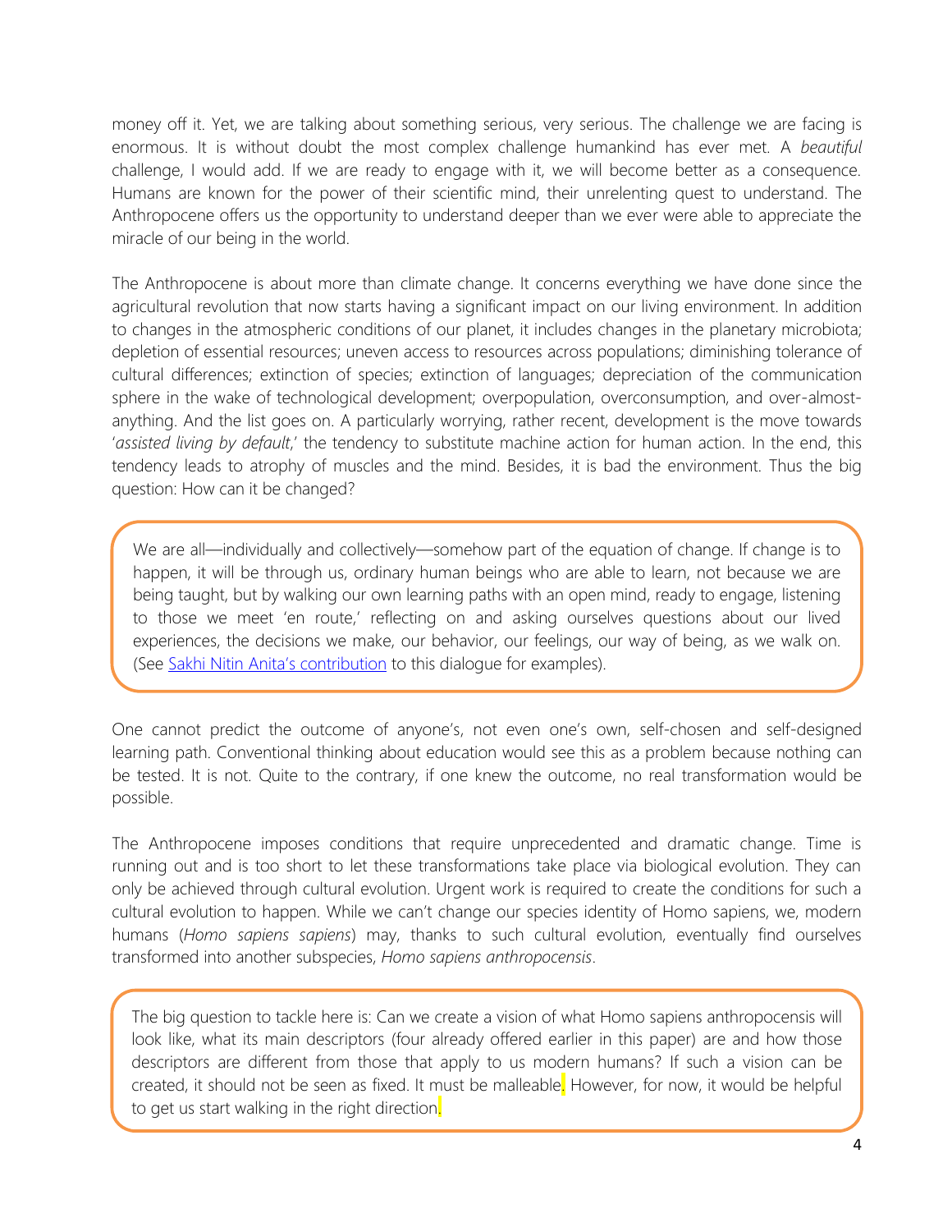money off it. Yet, we are talking about something serious, very serious. The challenge we are facing is enormous. It is without doubt the most complex challenge humankind has ever met. A *beautiful* challenge, I would add. If we are ready to engage with it, we will become better as a consequence. Humans are known for the power of their scientific mind, their unrelenting quest to understand. The Anthropocene offers us the opportunity to understand deeper than we ever were able to appreciate the miracle of our being in the world.

The Anthropocene is about more than climate change. It concerns everything we have done since the agricultural revolution that now starts having a significant impact on our living environment. In addition to changes in the atmospheric conditions of our planet, it includes changes in the planetary microbiota; depletion of essential resources; uneven access to resources across populations; diminishing tolerance of cultural differences; extinction of species; extinction of languages; depreciation of the communication sphere in the wake of technological development; overpopulation, overconsumption, and over-almost-anything. And the list goes on. A particularly worrying, rather recent, development is the move towards '*assisted living by default*,' the tendency to substitute machine action for human action. In the end, this tendency leads to atrophy of muscles and the mind. Besides, it is bad the environment. Thus the big question: How can it be changed?

> We are all—individually and collectively—somehow part of the equation of change. If change is to happen, it will be through us, ordinary human beings who are able to learn, not because we are being taught, but by walking our own learning paths with an open mind, ready to engage, listening to those we meet 'en route,' reflecting on and asking ourselves questions about our lived experiences, the decisions we make, our behavior, our feelings, our way of being, as we walk on. (See [Sakhi Nitin Anita's contribution]() to this dialogue for examples).

One cannot predict the outcome of anyone's, not even one's own, self-chosen and self-designed learning path. Conventional thinking about education would see this as a problem because nothing can be tested. It is not. Quite to the contrary, if one knew the outcome, no real transformation would be possible.

The Anthropocene imposes conditions that require unprecedented and dramatic change. Time is running out and is too short to let these transformations take place via biological evolution. They can only be achieved through cultural evolution. Urgent work is required to create the conditions for such a cultural evolution to happen. While we can't change our species identity of Homo sapiens, we, modern humans (*Homo sapiens sapiens*) may, thanks to such cultural evolution, eventually find ourselves transformed into another subspecies, *Homo sapiens anthropocensis*.

> The big question to tackle here is: Can we create a vision of what Homo sapiens anthropocensis will look like, what its main descriptors (four already offered earlier in this paper) are and how those descriptors are different from those that apply to us modern humans? If such a vision can be created, it should not be seen as fixed. It must be malleable. However, for now, it would be helpful to get us start walking in the right direction.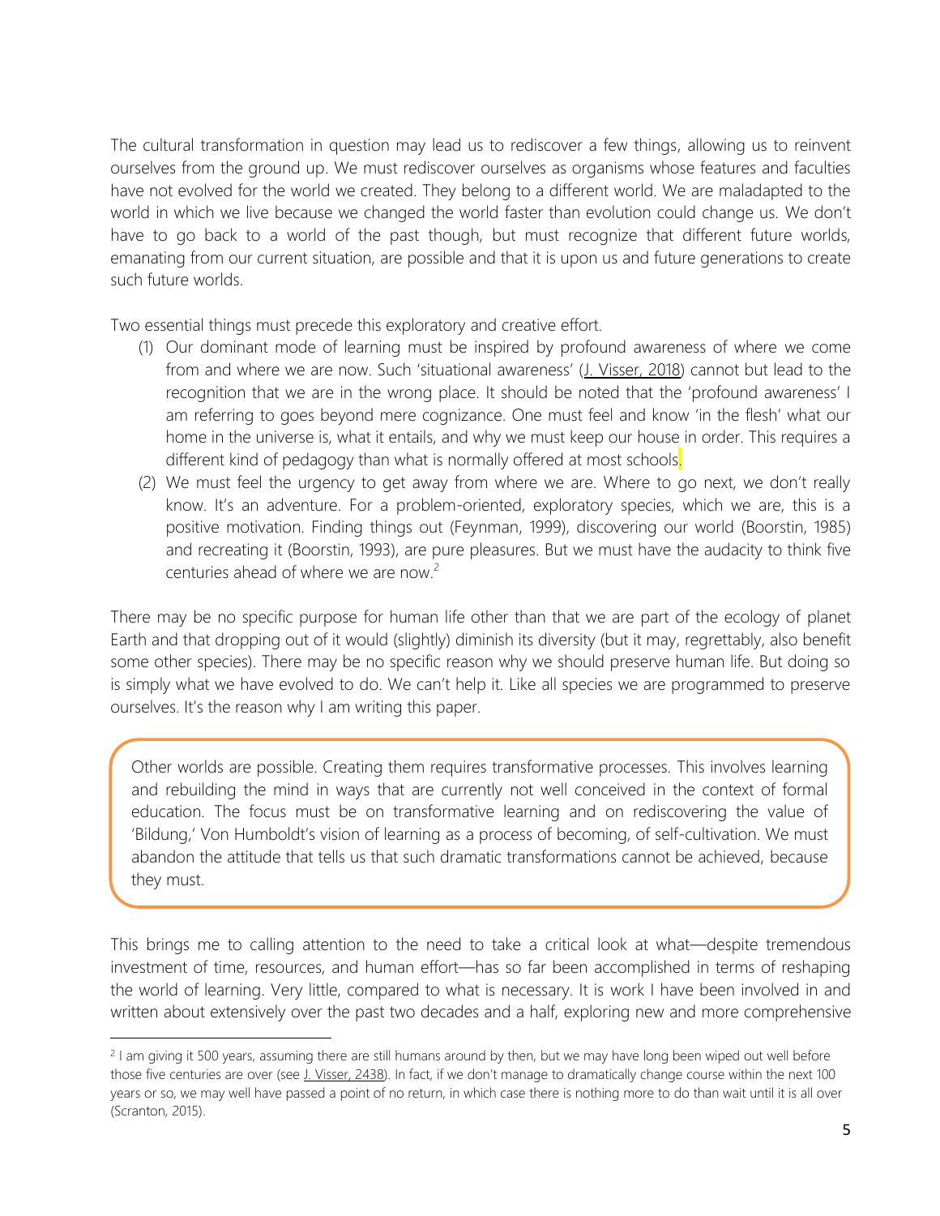The cultural transformation in question may lead us to rediscover a few things, allowing us to reinvent ourselves from the ground up. We must rediscover ourselves as organisms whose features and faculties have not evolved for the world we created. They belong to a different world. We are maladapted to the world in which we live because we changed the world faster than evolution could change us. We don't have to go back to a world of the past though, but must recognize that different future worlds, emanating from our current situation, are possible and that it is upon us and future generations to create such future worlds.

Two essential things must precede this exploratory and creative effort.

(1) Our dominant mode of learning must be inspired by profound awareness of where we come from and where we are now. Such 'situational awareness' (J. Visser, 2018) cannot but lead to the recognition that we are in the wrong place. It should be noted that the 'profound awareness' I am referring to goes beyond mere cognizance. One must feel and know 'in the flesh' what our home in the universe is, what it entails, and why we must keep our house in order. This requires a different kind of pedagogy than what is normally offered at most schools.

(2) We must feel the urgency to get away from where we are. Where to go next, we don't really know. It's an adventure. For a problem-oriented, exploratory species, which we are, this is a positive motivation. Finding things out (Feynman, 1999), discovering our world (Boorstin, 1985) and recreating it (Boorstin, 1993), are pure pleasures. But we must have the audacity to think five centuries ahead of where we are now.[2]

There may be no specific purpose for human life other than that we are part of the ecology of planet Earth and that dropping out of it would (slightly) diminish its diversity (but it may, regrettably, also benefit some other species). There may be no specific reason why we should preserve human life. But doing so is simply what we have evolved to do. We can't help it. Like all species we are programmed to preserve ourselves. It's the reason why I am writing this paper.

> Other worlds are possible. Creating them requires transformative processes. This involves learning and rebuilding the mind in ways that are currently not well conceived in the context of formal education. The focus must be on transformative learning and on rediscovering the value of 'Bildung,' Von Humboldt's vision of learning as a process of becoming, of self-cultivation. We must abandon the attitude that tells us that such dramatic transformations cannot be achieved, because they must.

This brings me to calling attention to the need to take a critical look at what—despite tremendous investment of time, resources, and human effort—has so far been accomplished in terms of reshaping the world of learning. Very little, compared to what is necessary. It is work I have been involved in and written about extensively over the past two decades and a half, exploring new and more comprehensive

---

[2] I am giving it 500 years, assuming there are still humans around by then, but we may have long been wiped out well before those five centuries are over (see J. Visser, 2438). In fact, if we don't manage to dramatically change course within the next 100 years or so, we may well have passed a point of no return, in which case there is nothing more to do than wait until it is all over (Scranton, 2015).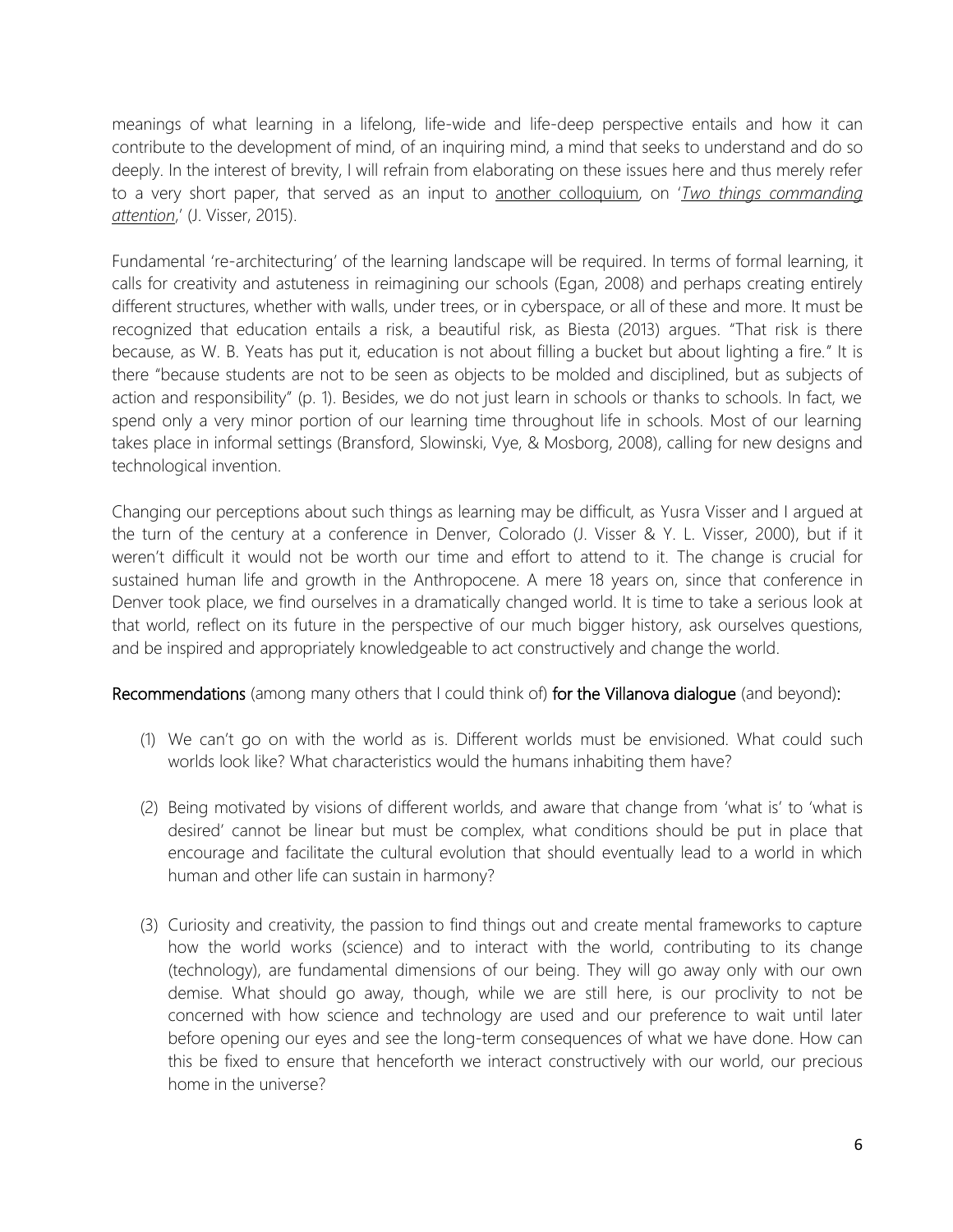meanings of what learning in a lifelong, life-wide and life-deep perspective entails and how it can contribute to the development of mind, of an inquiring mind, a mind that seeks to understand and do so deeply. In the interest of brevity, I will refrain from elaborating on these issues here and thus merely refer to a very short paper, that served as an input to another colloquium, on '*Two things commanding attention*,' (J. Visser, 2015).

Fundamental 're-architecturing' of the learning landscape will be required. In terms of formal learning, it calls for creativity and astuteness in reimagining our schools (Egan, 2008) and perhaps creating entirely different structures, whether with walls, under trees, or in cyberspace, or all of these and more. It must be recognized that education entails a risk, a beautiful risk, as Biesta (2013) argues. "That risk is there because, as W. B. Yeats has put it, education is not about filling a bucket but about lighting a fire." It is there "because students are not to be seen as objects to be molded and disciplined, but as subjects of action and responsibility" (p. 1). Besides, we do not just learn in schools or thanks to schools. In fact, we spend only a very minor portion of our learning time throughout life in schools. Most of our learning takes place in informal settings (Bransford, Slowinski, Vye, & Mosborg, 2008), calling for new designs and technological invention.

Changing our perceptions about such things as learning may be difficult, as Yusra Visser and I argued at the turn of the century at a conference in Denver, Colorado (J. Visser & Y. L. Visser, 2000), but if it weren't difficult it would not be worth our time and effort to attend to it. The change is crucial for sustained human life and growth in the Anthropocene. A mere 18 years on, since that conference in Denver took place, we find ourselves in a dramatically changed world. It is time to take a serious look at that world, reflect on its future in the perspective of our much bigger history, ask ourselves questions, and be inspired and appropriately knowledgeable to act constructively and change the world.

Recommendations (among many others that I could think of) for the Villanova dialogue (and beyond):

(1) We can't go on with the world as is. Different worlds must be envisioned. What could such worlds look like? What characteristics would the humans inhabiting them have?

(2) Being motivated by visions of different worlds, and aware that change from 'what is' to 'what is desired' cannot be linear but must be complex, what conditions should be put in place that encourage and facilitate the cultural evolution that should eventually lead to a world in which human and other life can sustain in harmony?

(3) Curiosity and creativity, the passion to find things out and create mental frameworks to capture how the world works (science) and to interact with the world, contributing to its change (technology), are fundamental dimensions of our being. They will go away only with our own demise. What should go away, though, while we are still here, is our proclivity to not be concerned with how science and technology are used and our preference to wait until later before opening our eyes and see the long-term consequences of what we have done. How can this be fixed to ensure that henceforth we interact constructively with our world, our precious home in the universe?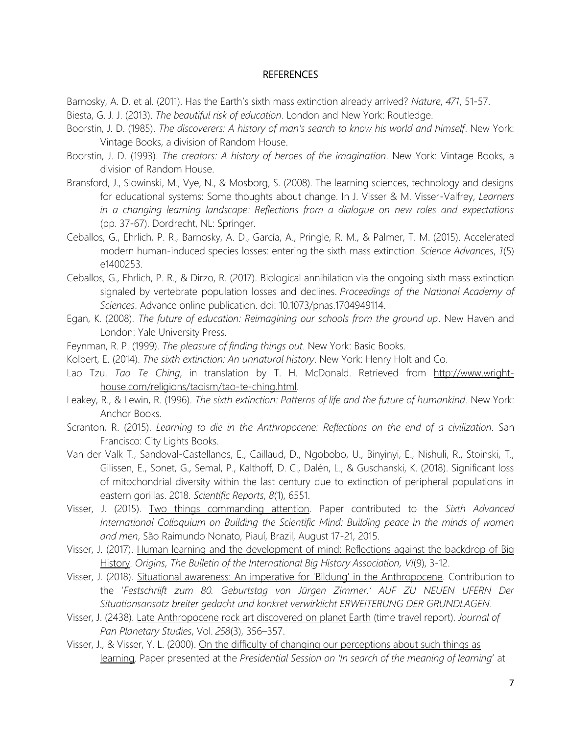## REFERENCES

Barnosky, A. D. et al. (2011). Has the Earth's sixth mass extinction already arrived? *Nature*, *471*, 51-57.

Biesta, G. J. J. (2013). *The beautiful risk of education*. London and New York: Routledge.

Boorstin, J. D. (1985). *The discoverers: A history of man's search to know his world and himself*. New York: Vintage Books, a division of Random House.

Boorstin, J. D. (1993). *The creators: A history of heroes of the imagination*. New York: Vintage Books, a division of Random House.

Bransford, J., Slowinski, M., Vye, N., & Mosborg, S. (2008). The learning sciences, technology and designs for educational systems: Some thoughts about change. In J. Visser & M. Visser-Valfrey, *Learners in a changing learning landscape: Reflections from a dialogue on new roles and expectations* (pp. 37-67). Dordrecht, NL: Springer.

Ceballos, G., Ehrlich, P. R., Barnosky, A. D., García, A., Pringle, R. M., & Palmer, T. M. (2015). Accelerated modern human-induced species losses: entering the sixth mass extinction. *Science Advances*, *1*(5) e1400253.

Ceballos, G., Ehrlich, P. R., & Dirzo, R. (2017). Biological annihilation via the ongoing sixth mass extinction signaled by vertebrate population losses and declines. *Proceedings of the National Academy of Sciences*. Advance online publication. doi: 10.1073/pnas.1704949114.

Egan, K. (2008). *The future of education: Reimagining our schools from the ground up*. New Haven and London: Yale University Press.

Feynman, R. P. (1999). *The pleasure of finding things out*. New York: Basic Books.

Kolbert, E. (2014). *The sixth extinction: An unnatural history*. New York: Henry Holt and Co.

Lao Tzu. *Tao Te Ching*, in translation by T. H. McDonald. Retrieved from http://www.wright-house.com/religions/taoism/tao-te-ching.html.

Leakey, R., & Lewin, R. (1996). *The sixth extinction: Patterns of life and the future of humankind*. New York: Anchor Books.

Scranton, R. (2015). *Learning to die in the Anthropocene: Reflections on the end of a civilization.* San Francisco: City Lights Books.

Van der Valk T., Sandoval-Castellanos, E., Caillaud, D., Ngobobo, U., Binyinyi, E., Nishuli, R., Stoinski, T., Gilissen, E., Sonet, G., Semal, P., Kalthoff, D. C., Dalén, L., & Guschanski, K. (2018). Significant loss of mitochondrial diversity within the last century due to extinction of peripheral populations in eastern gorillas. 2018. *Scientific Reports*, *8*(1), 6551.

Visser, J. (2015). Two things commanding attention. Paper contributed to the *Sixth Advanced International Colloquium on Building the Scientific Mind: Building peace in the minds of women and men*, São Raimundo Nonato, Piauí, Brazil, August 17-21, 2015.

Visser, J. (2017). Human learning and the development of mind: Reflections against the backdrop of Big History. *Origins, The Bulletin of the International Big History Association*, *VI*(9), 3-12.

Visser, J. (2018). Situational awareness: An imperative for 'Bildung' in the Anthropocene. Contribution to the '*Festschriift zum 80. Geburtstag von Jürgen Zimmer.' AUF ZU NEUEN UFERN Der Situationsansatz breiter gedacht und konkret verwirklicht ERWEITERUNG DER GRUNDLAGEN*.

Visser, J. (2438). Late Anthropocene rock art discovered on planet Earth (time travel report). *Journal of Pan Planetary Studies*, Vol. *258*(3), 356–357.

Visser, J., & Visser, Y. L. (2000). On the difficulty of changing our perceptions about such things as learning. Paper presented at the *Presidential Session on 'In search of the meaning of learning'* at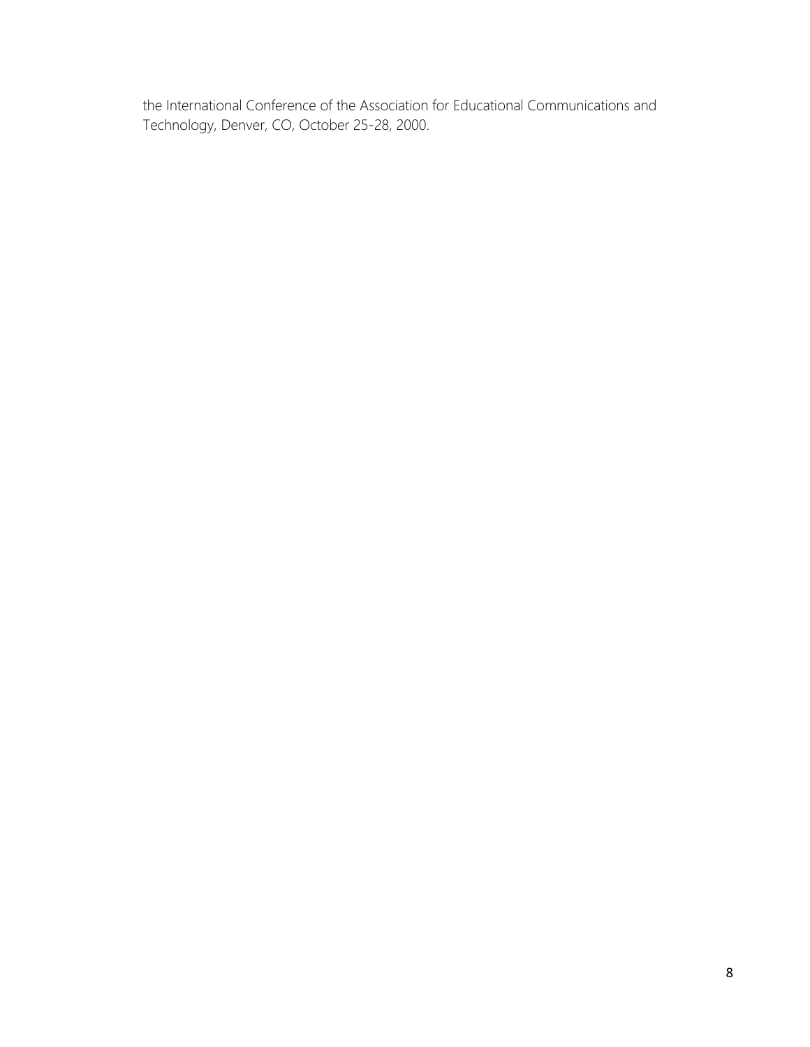the International Conference of the Association for Educational Communications and Technology, Denver, CO, October 25-28, 2000.